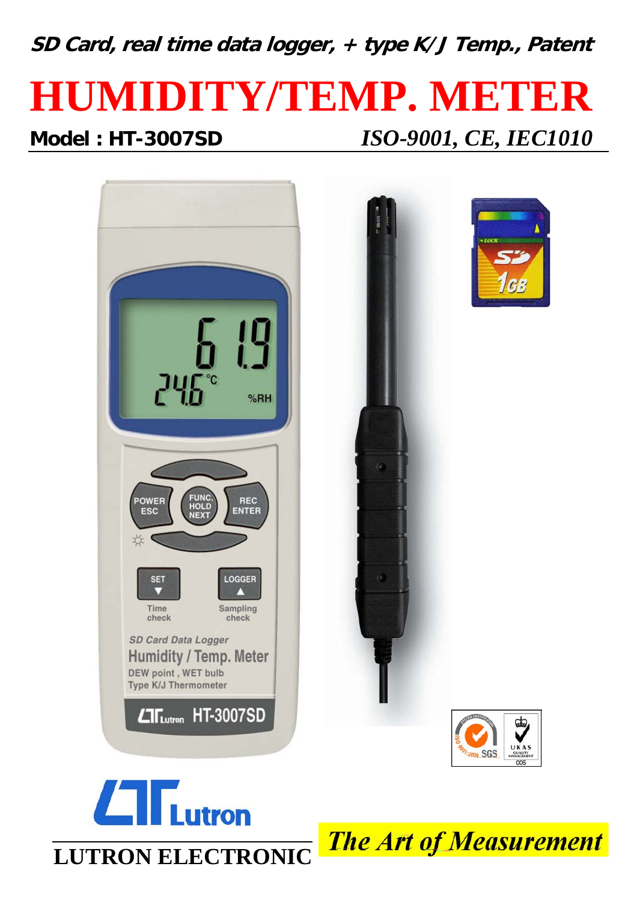***SD Card, real time data logger, + type K/J Temp., Patent***

# HUMIDITY/TEMP. METER

**Model : HT-3007SD** *ISO-9001, CE, IEC1010*

**LUTRON ELECTRONIC**

***The Art of Measurement***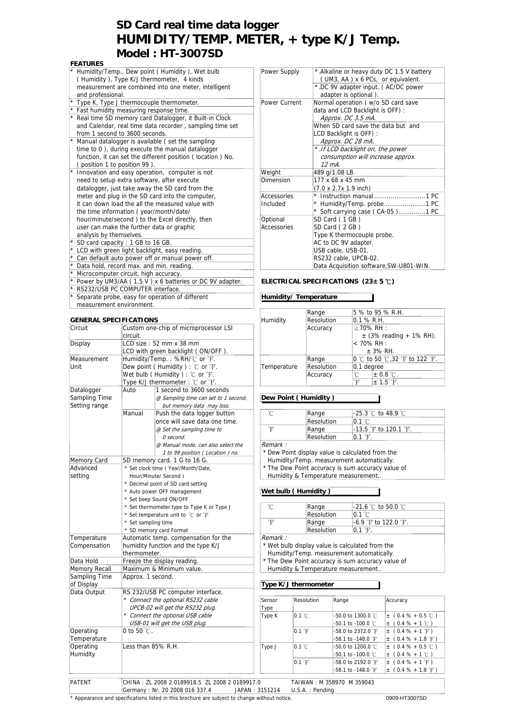# SD Card real time data logger
# HUMIDITY/TEMP. METER, + type K/J Temp.
## Model : HT-3007SD

### FEATURES

* Humidity/Temp., Dew point ( Humidity ), Wet bulb ( Humidity ), Type K/J thermometer, 4 kinds measurement are combined into one meter, intelligent and professional.
* Type K, Type J thermocouple thermometer.
* Fast humidity measuring response time.
* Real time SD memory card Datalogger, it Built-in Clock and Calendar, real time data recorder , sampling time set from 1 second to 3600 seconds.
* Manual datalogger is available ( set the sampling time to 0 ), during execute the manual datalogger function, it can set the different position ( location ) No. ( position 1 to position 99 ).
* Innovation and easy operation, computer is not need to setup extra software, after execute datalogger, just take away the SD card from the meter and plug in the SD card into the computer, it can down load the all the measured value with the time information ( year/month/date/ hour/minute/second ) to the Excel directly, then user can make the further data or graphic analysis by themselves.
* SD card capacity : 1 GB to 16 GB.
* LCD with green light backlight, easy reading.
* Can default auto power off or manual power off.
* Data hold, record max. and min. reading.
* Microcomputer circuit, high accuracy.
* Power by UM3/AA ( 1.5 V ) x 6 batteries or DC 9V adapter.
* RS232/USB PC COMPUTER interface.
* Separate probe, easy for operation of different measurement environment.

### GENERAL SPECIFICATIONS

| | | |
|---|---|---|
| Circuit | Custom one-chip of microprocessor LSI circuit. | |
| Display | LCD size : 52 mm x 38 mm<br>LCD with green backlight ( ON/OFF ). | |
| Measurement Unit | Humidity/Temp. : %RH/℃ or ℉.<br>Dew point ( Humidity ) : ℃ or ℉.<br>Wet bulb ( Humidity ) : ℃ or ℉.<br>Type K/J thermometer : ℃ or ℉. | |
| Datalogger Sampling Time Setting range | Auto | 1 second to 3600 seconds<br>*@ Sampling time can set to 1 second, but memory data may loss.* |
| | Manual | Push the data logger button once will save data one time.<br>*@ Set the sampling time to 0 second.*<br>*@ Manual mode, can also select the 1 to 99 position ( Location ) no.* |
| Memory Card | SD memory card. 1 G to 16 G. | |
| Advanced setting | * Set clock time ( Year/Month/Date, Hour/Minute/ Second )<br>* Decimal point of SD card setting<br>* Auto power OFF management<br>* Set beep Sound ON/OFF<br>* Set thermometer type to Type K or Type J<br>* Set temperature unit to ℃ or ℉<br>* Set sampling time<br>* SD memory card Format | |
| Temperature Compensation | Automatic temp. compensation for the humidity function and the type K/J thermometer. | |
| Data Hold | Freeze the display reading. | |
| Memory Recall | Maximum & Minimum value. | |
| Sampling Time of Display | Approx. 1 second. | |
| Data Output | RS 232/USB PC computer interface.<br>*\* Connect the optional RS232 cable UPCB-02 will get the RS232 plug.*<br>*\* Connect the optional USB cable USB-01 will get the USB plug.* | |
| Operating Temperature | 0 to 50 ℃. | |
| Operating Humidity | Less than 85% R.H. | |
| Power Supply | * .Alkaline or heavy duty DC 1.5 V battery ( UM3, AA ) x 6 PCs, or equivalent.<br>* .DC 9V adapter input. ( AC/DC power adapter is optional ). | |
| Power Current | Normal operation ( w/o SD card save data and LCD Backlight is OFF ) :<br>*Approx. DC 3.5 mA.*<br>When SD card save the data but and LCD Backlight is OFF) :<br>*Approx. DC 28 mA.*<br>*\* .If LCD backlight on, the power consumption will increase approx. 12 mA.* | |
| Weight | 489 g/1.08 LB. | |
| Dimension | 177 x 68 x 45 mm<br>(7.0 x 2.7x 1.9 inch) | |
| Accessories Included | * Instruction manual..........................1 PC<br>* Humidity/Temp. probe......................1 PC<br>* Soft carrying case ( CA-05 )..............1 PC | |
| Optional Accessories | SD Card ( 1 GB )<br>SD Card ( 2 GB )<br>Type K thermocouple probe.<br>AC to DC 9V adapter.<br>USB cable, USB-01.<br>RS232 cable, UPCB-02.<br>Data Acquisition software,SW-U801-WIN. | |

### ELECTRICAL SPECIFICATIONS (23± 5 ℃)

#### Humidity/ Temperature

| | | | |
|---|---|---|---|
| Humidity | Range | 5 % to 95 % R.H. | |
| | Resolution | 0.1 % R.H. | |
| | Accuracy | ≧70% RH :<br>± (3% reading + 1% RH).<br>< 70% RH :<br>± 3% RH. | |
| Temperature | Range | 0 ℃ to 50 ℃,32 ℉ to 122 ℉. | |
| | Resolution | 0.1 degree | |
| | Accuracy | ℃ | ± 0.8 ℃. |
| | | ℉ | ± 1.5 ℉. |

#### Dew Point ( Humidity )

| | | |
|---|---|---|
| ℃ | Range | -25.3 ℃ to 48.9 ℃ |
| | Resolution | 0.1 ℃ |
| ℉ | Range | -13.5 ℉ to 120.1 ℉. |
| | Resolution | 0.1 ℉. |

*Remark :*

* Dew Point display value is calculated from the Humidity/Temp. measurement automatically.
* The Dew Point accuracy is sum accuracy value of Humidity & Temperature measurement..

#### Wet bulb ( Humidity )

| | | |
|---|---|---|
| ℃ | Range | -21.6 ℃ to 50.0 ℃ |
| | Resolution | 0.1 ℃ |
| ℉ | Range | -6.9 ℉ to 122.0 ℉. |
| | Resolution | 0.1 ℉. |

*Remark :*

* Wet bulb display value is calculated from the Humidity/Temp. measurement automatically.
* The Dew Point accuracy is sum accuracy value of Humidity & Temperature measurement..

#### Type K/J thermometer

| Sensor Type | Resolution | Range | Accuracy |
|---|---|---|---|
| Type K | 0.1 ℃ | -50.0 to 1300.0 ℃ | ± ( 0.4 % + 0.5 ℃ ) |
| | | -50.1 to -100.0 ℃ | ± ( 0.4 % + 1 ℃ ) |
| | 0.1 ℉ | -58.0 to 2372.0 ℉ | ± ( 0.4 % + 1 ℉ ) |
| | | -58.1 to -148.0 ℉ | ± ( 0.4 % + 1.8 ℉ ) |
| Type J | 0.1 ℃ | -50.0 to 1200.0 ℃ | ± ( 0.4 % + 0.5 ℃ ) |
| | | -50.1 to -100.0 ℃ | ± ( 0.4 % + 1 ℃ ) |
| | 0.1 ℉ | -58.0 to 2192.0 ℉ | ± ( 0.4 % + 1 ℉ ) |
| | | -58.1 to -148.0 ℉ | ± ( 0.4 % + 1.8 ℉ ) |

| | |
|---|---|
| PATENT | CHINA : ZL 2008 2 0189918.5 ZL 2008 2 0189917.0 TAIWAN : M 358970 M 359043<br>Germany : Nr. 20 2008 016 337.4 JAPAN : 3151214 U.S.A. : Pending |

* Appearance and specifications listed in this brochure are subject to change without notice.

0909-HT3007SD